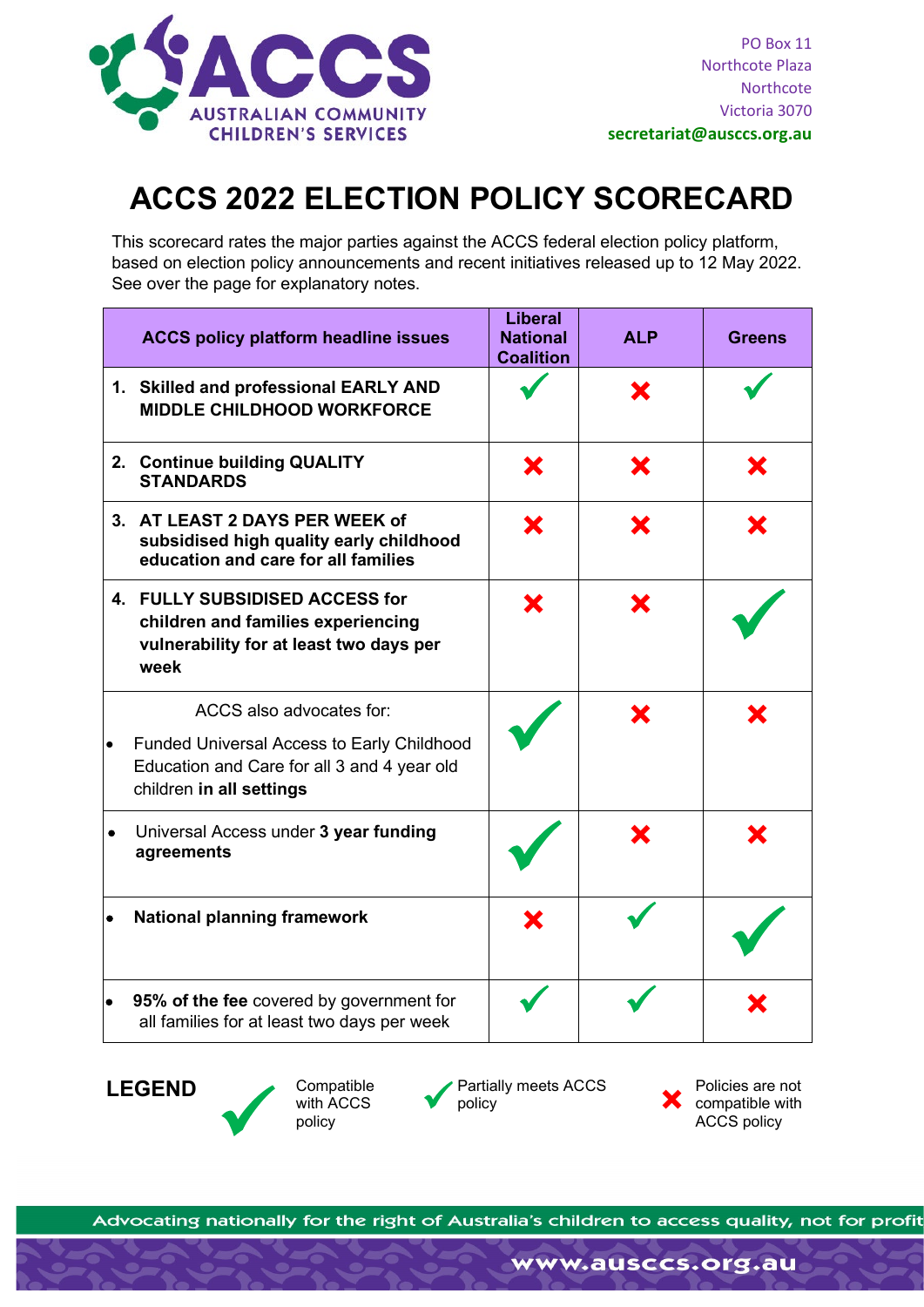**ACCS**
**AUSTRALIAN COMMUNITY CHILDREN'S SERVICES**

PO Box 11
Northcote Plaza
Northcote
Victoria 3070
**secretariat@ausccs.org.au**

# ACCS 2022 ELECTION POLICY SCORECARD

This scorecard rates the major parties against the ACCS federal election policy platform, based on election policy announcements and recent initiatives released up to 12 May 2022. See over the page for explanatory notes.

| ACCS policy platform headline issues | Liberal National Coalition | ALP | Greens |
|---|---|---|---|
| **1. Skilled and professional EARLY AND MIDDLE CHILDHOOD WORKFORCE** | ✓ | ✗ | ✓ |
| **2. Continue building QUALITY STANDARDS** | ✗ | ✗ | ✗ |
| **3. AT LEAST 2 DAYS PER WEEK of subsidised high quality childhood education and care for all families** | ✗ | ✗ | ✗ |
| **4. FULLY SUBSIDISED ACCESS for children and families experiencing vulnerability for at least two days per week** | ✗ | ✗ | ✔ |
| ACCS also advocates for: • Funded Universal Access to Early Childhood Education and Care for all 3 and 4 year old children **in all settings** | ✔ | ✗ | ✗ |
| • Universal Access under **3 year funding agreements** | ✔ | ✗ | ✗ |
| • **National planning framework** | ✗ | ✓ | ✔ |
| • **95% of the fee** covered by government for all families for at least two days per week | ✓ | ✓ | ✗ |

**LEGEND**

✔ Compatible with ACCS policy

✓ Partially meets ACCS policy

✗ Policies are not compatible with ACCS policy

Advocating nationally for the right of Australia's children to access quality, not for profit

www.ausccs.org.au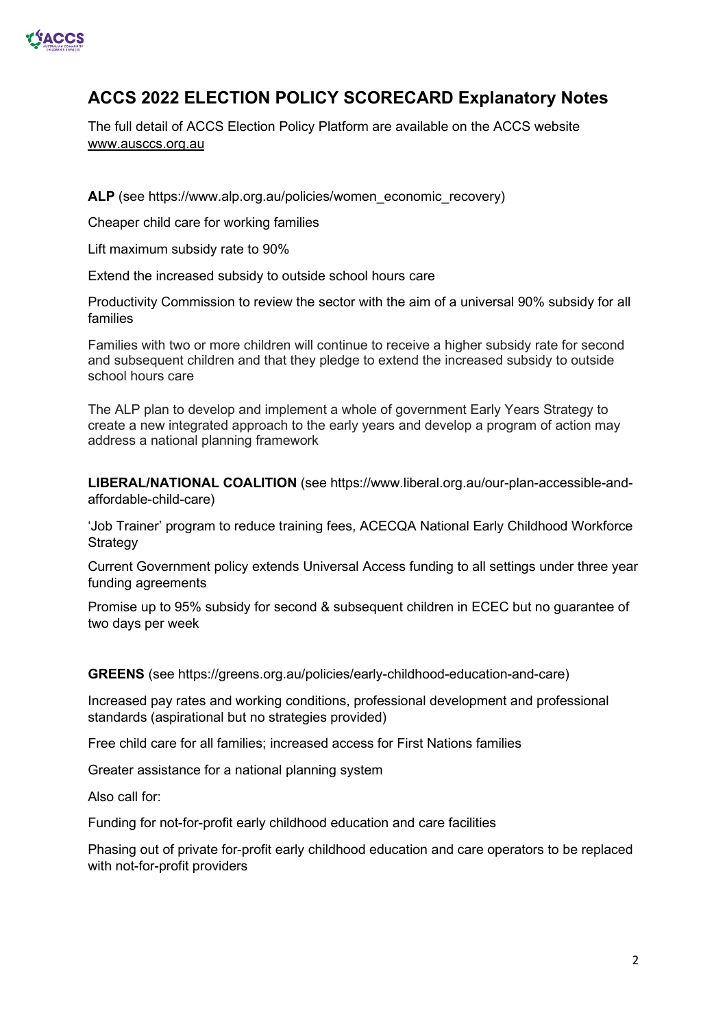## ACCS 2022 ELECTION POLICY SCORECARD Explanatory Notes

The full detail of ACCS Election Policy Platform are available on the ACCS website www.ausccs.org.au

**ALP** (see https://www.alp.org.au/policies/women_economic_recovery)

Cheaper child care for working families

Lift maximum subsidy rate to 90%

Extend the increased subsidy to outside school hours care

Productivity Commission to review the sector with the aim of a universal 90% subsidy for all families

Families with two or more children will continue to receive a higher subsidy rate for second and subsequent children and that they pledge to extend the increased subsidy to outside school hours care

The ALP plan to develop and implement a whole of government Early Years Strategy to create a new integrated approach to the early years and develop a program of action may address a national planning framework

**LIBERAL/NATIONAL COALITION** (see https://www.liberal.org.au/our-plan-accessible-and-affordable-child-care)

'Job Trainer' program to reduce training fees, ACECQA National Early Childhood Workforce Strategy

Current Government policy extends Universal Access funding to all settings under three year funding agreements

Promise up to 95% subsidy for second & subsequent children in ECEC but no guarantee of two days per week

**GREENS** (see https://greens.org.au/policies/early-childhood-education-and-care)

Increased pay rates and working conditions, professional development and professional standards (aspirational but no strategies provided)

Free child care for all families; increased access for First Nations families

Greater assistance for a national planning system

Also call for:

Funding for not-for-profit early childhood education and care facilities

Phasing out of private for-profit early childhood education and care operators to be replaced with not-for-profit providers